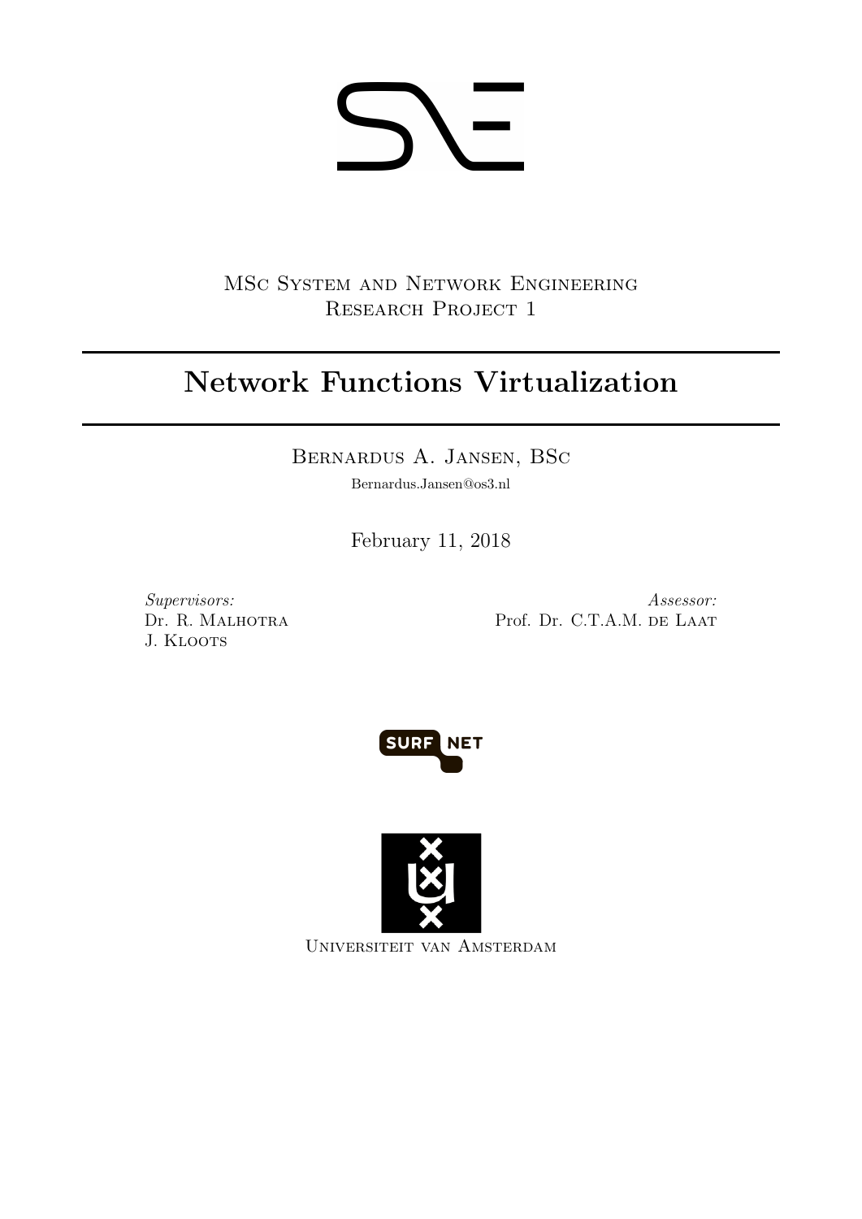MSc System and Network Engineering
Research Project 1

# Network Functions Virtualization

Bernardus A. Jansen, BSc
Bernardus.Jansen@os3.nl

February 11, 2018

*Supervisors:*
Dr. R. Malhotra
J. Kloots

*Assessor:*
Prof. Dr. C.T.A.M. de Laat

Universiteit van Amsterdam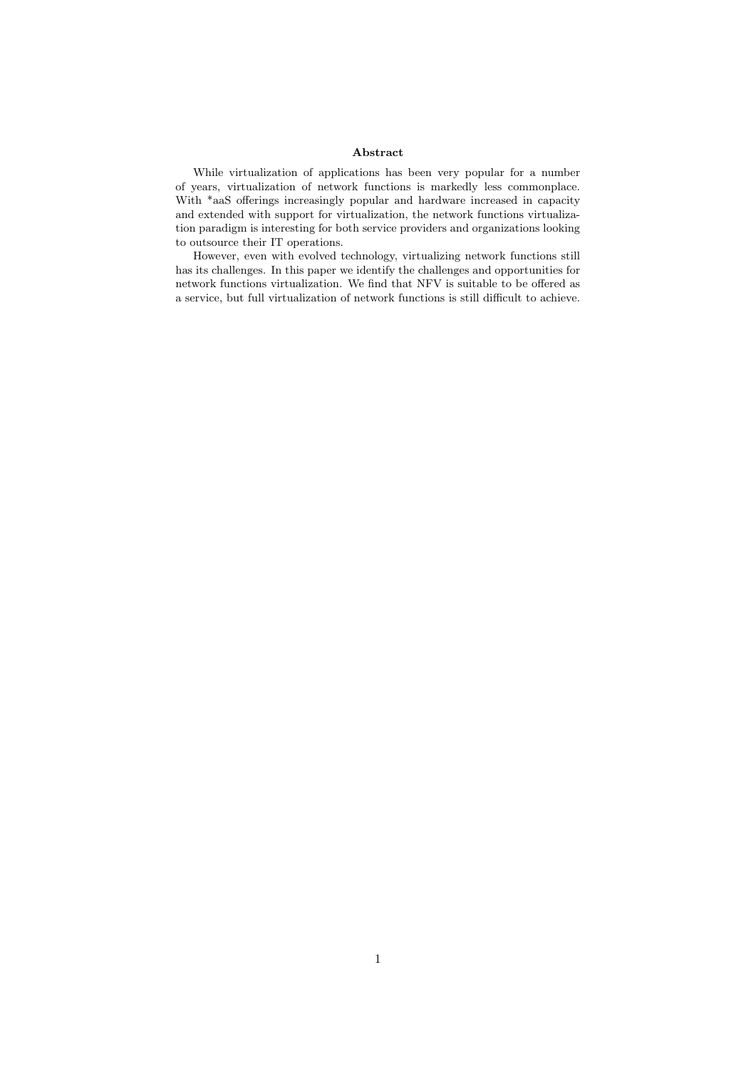## Abstract

While virtualization of applications has been very popular for a number of years, virtualization of network functions is markedly less commonplace. With *aaS offerings increasingly popular and hardware increased in capacity and extended with support for virtualization, the network functions virtualization paradigm is interesting for both service providers and organizations looking to outsource their IT operations.

However, even with evolved technology, virtualizing network functions still has its challenges. In this paper we identify the challenges and opportunities for network functions virtualization. We find that NFV is suitable to be offered as a service, but full virtualization of network functions is still difficult to achieve.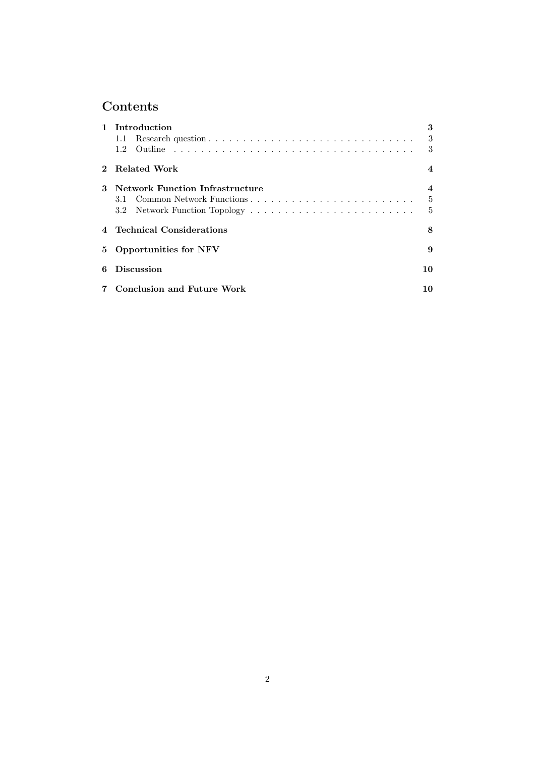# Contents

| | | |
|---|---|---|
| **1** | **Introduction** | **3** |
| | 1.1 Research question | 3 |
| | 1.2 Outline | 3 |
| **2** | **Related Work** | **4** |
| **3** | **Network Function Infrastructure** | **4** |
| | 3.1 Common Network Functions | 5 |
| | 3.2 Network Function Topology | 5 |
| **4** | **Technical Considerations** | **8** |
| **5** | **Opportunities for NFV** | **9** |
| **6** | **Discussion** | **10** |
| **7** | **Conclusion and Future Work** | **10** |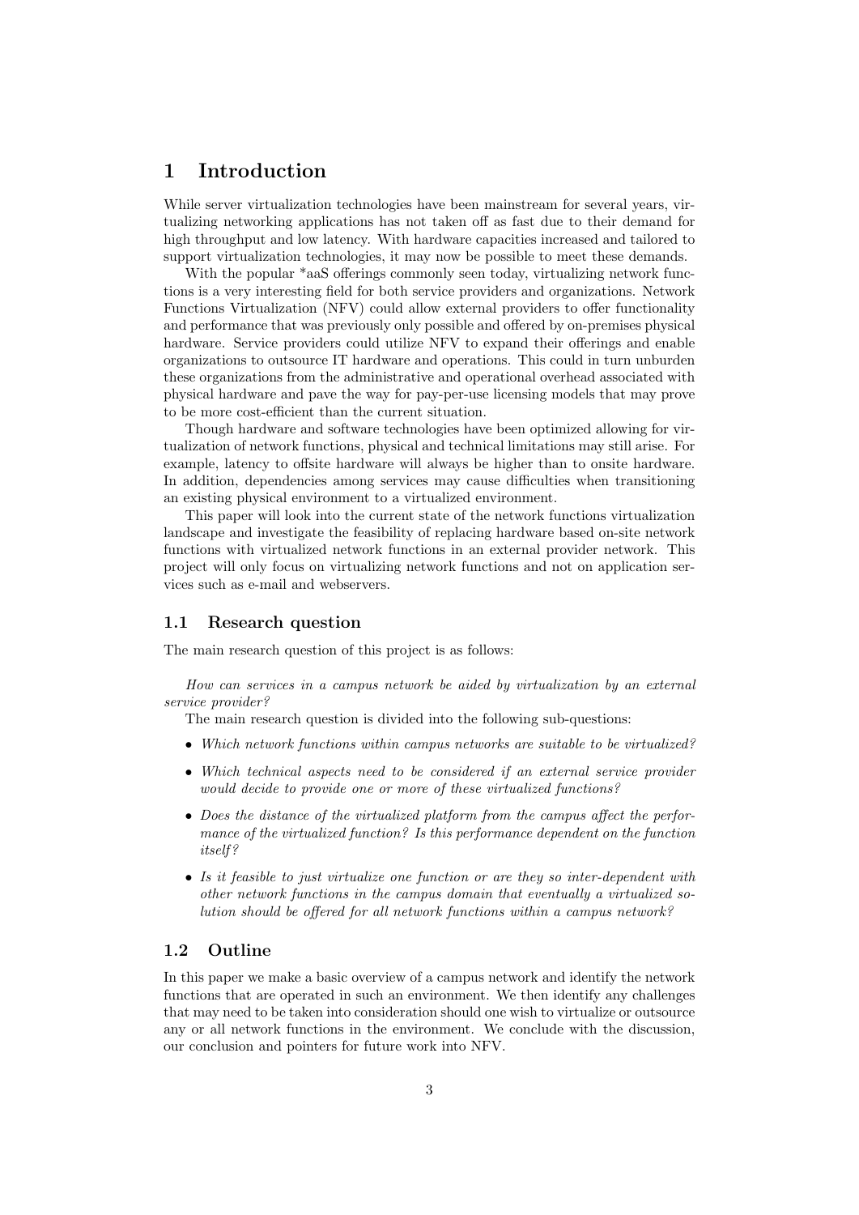# 1 Introduction

While server virtualization technologies have been mainstream for several years, virtualizing networking applications has not taken off as fast due to their demand for high throughput and low latency. With hardware capacities increased and tailored to support virtualization technologies, it may now be possible to meet these demands.

With the popular *aaS offerings commonly seen today, virtualizing network functions is a very interesting field for both service providers and organizations. Network Functions Virtualization (NFV) could allow external providers to offer functionality and performance that was previously only possible and offered by on-premises physical hardware. Service providers could utilize NFV to expand their offerings and enable organizations to outsource IT hardware and operations. This could in turn unburden these organizations from the administrative and operational overhead associated with physical hardware and pave the way for pay-per-use licensing models that may prove to be more cost-efficient than the current situation.

Though hardware and software technologies have been optimized allowing for virtualization of network functions, physical and technical limitations may still arise. For example, latency to offsite hardware will always be higher than to onsite hardware. In addition, dependencies among services may cause difficulties when transitioning an existing physical environment to a virtualized environment.

This paper will look into the current state of the network functions virtualization landscape and investigate the feasibility of replacing hardware based on-site network functions with virtualized network functions in an external provider network. This project will only focus on virtualizing network functions and not on application services such as e-mail and webservers.

## 1.1 Research question

The main research question of this project is as follows:

*How can services in a campus network be aided by virtualization by an external service provider?*

The main research question is divided into the following sub-questions:

- *Which network functions within campus networks are suitable to be virtualized?*
- *Which technical aspects need to be considered if an external service provider would decide to provide one or more of these virtualized functions?*
- *Does the distance of the virtualized platform from the campus affect the performance of the virtualized function? Is this performance dependent on the function itself?*
- *Is it feasible to just virtualize one function or are they so inter-dependent with other network functions in the campus domain that eventually a virtualized solution should be offered for all network functions within a campus network?*

## 1.2 Outline

In this paper we make a basic overview of a campus network and identify the network functions that are operated in such an environment. We then identify any challenges that may need to be taken into consideration should one wish to virtualize or outsource any or all network functions in the environment. We conclude with the discussion, our conclusion and pointers for future work into NFV.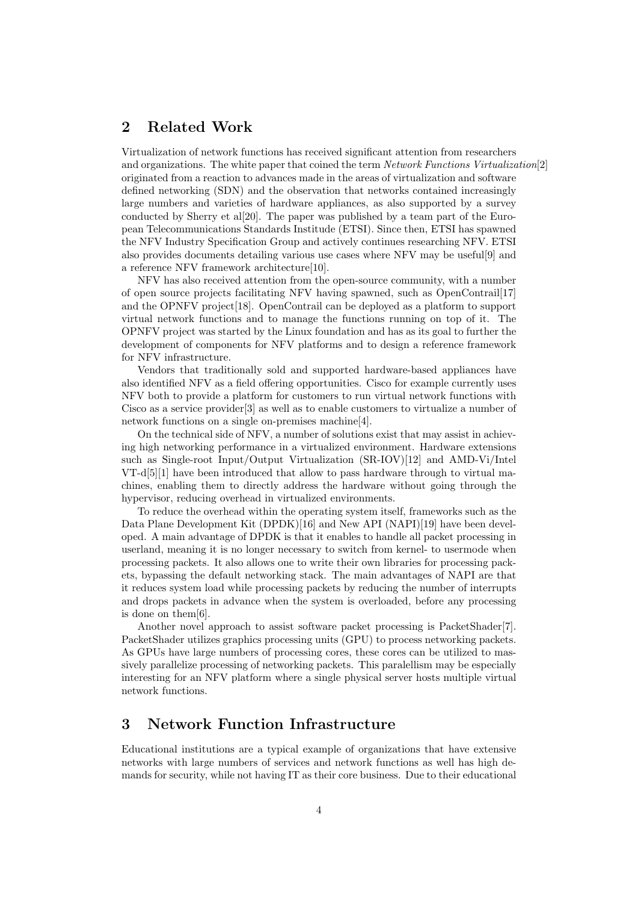## 2 Related Work

Virtualization of network functions has received significant attention from researchers and organizations. The white paper that coined the term *Network Functions Virtualization*[2] originated from a reaction to advances made in the areas of virtualization and software defined networking (SDN) and the observation that networks contained increasingly large numbers and varieties of hardware appliances, as also supported by a survey conducted by Sherry et al[20]. The paper was published by a team part of the European Telecommunications Standards Institude (ETSI). Since then, ETSI has spawned the NFV Industry Specification Group and actively continues researching NFV. ETSI also provides documents detailing various use cases where NFV may be useful[9] and a reference NFV framework architecture[10].

NFV has also received attention from the open-source community, with a number of open source projects facilitating NFV having spawned, such as OpenContrail[17] and the OPNFV project[18]. OpenContrail can be deployed as a platform to support virtual network functions and to manage the functions running on top of it. The OPNFV project was started by the Linux foundation and has as its goal to further the development of components for NFV platforms and to design a reference framework for NFV infrastructure.

Vendors that traditionally sold and supported hardware-based appliances have also identified NFV as a field offering opportunities. Cisco for example currently uses NFV both to provide a platform for customers to run virtual network functions with Cisco as a service provider[3] as well as to enable customers to virtualize a number of network functions on a single on-premises machine[4].

On the technical side of NFV, a number of solutions exist that may assist in achieving high networking performance in a virtualized environment. Hardware extensions such as Single-root Input/Output Virtualization (SR-IOV)[12] and AMD-Vi/Intel VT-d[5][1] have been introduced that allow to pass hardware through to virtual machines, enabling them to directly address the hardware without going through the hypervisor, reducing overhead in virtualized environments.

To reduce the overhead within the operating system itself, frameworks such as the Data Plane Development Kit (DPDK)[16] and New API (NAPI)[19] have been developed. A main advantage of DPDK is that it enables to handle all packet processing in userland, meaning it is no longer necessary to switch from kernel- to usermode when processing packets. It also allows one to write their own libraries for processing packets, bypassing the default networking stack. The main advantages of NAPI are that it reduces system load while processing packets by reducing the number of interrupts and drops packets in advance when the system is overloaded, before any processing is done on them[6].

Another novel approach to assist software packet processing is PacketShader[7]. PacketShader utilizes graphics processing units (GPU) to process networking packets. As GPUs have large numbers of processing cores, these cores can be utilized to massively parallelize processing of networking packets. This paralellism may be especially interesting for an NFV platform where a single physical server hosts multiple virtual network functions.

## 3 Network Function Infrastructure

Educational institutions are a typical example of organizations that have extensive networks with large numbers of services and network functions as well has high demands for security, while not having IT as their core business. Due to their educational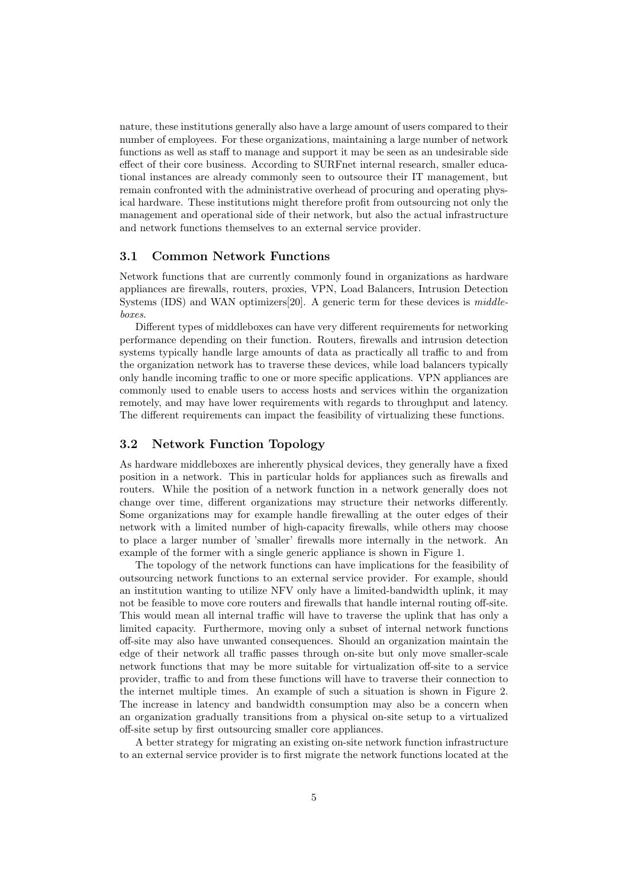nature, these institutions generally also have a large amount of users compared to their number of employees. For these organizations, maintaining a large number of network functions as well as staff to manage and support it may be seen as an undesirable side effect of their core business. According to SURFnet internal research, smaller educational instances are already commonly seen to outsource their IT management, but remain confronted with the administrative overhead of procuring and operating physical hardware. These institutions might therefore profit from outsourcing not only the management and operational side of their network, but also the actual infrastructure and network functions themselves to an external service provider.

### 3.1 Common Network Functions

Network functions that are currently commonly found in organizations as hardware appliances are firewalls, routers, proxies, VPN, Load Balancers, Intrusion Detection Systems (IDS) and WAN optimizers[20]. A generic term for these devices is *middleboxes*.

Different types of middleboxes can have very different requirements for networking performance depending on their function. Routers, firewalls and intrusion detection systems typically handle large amounts of data as practically all traffic to and from the organization network has to traverse these devices, while load balancers typically only handle incoming traffic to one or more specific applications. VPN appliances are commonly used to enable users to access hosts and services within the organization remotely, and may have lower requirements with regards to throughput and latency. The different requirements can impact the feasibility of virtualizing these functions.

### 3.2 Network Function Topology

As hardware middleboxes are inherently physical devices, they generally have a fixed position in a network. This in particular holds for appliances such as firewalls and routers. While the position of a network function in a network generally does not change over time, different organizations may structure their networks differently. Some organizations may for example handle firewalling at the outer edges of their network with a limited number of high-capacity firewalls, while others may choose to place a larger number of 'smaller' firewalls more internally in the network. An example of the former with a single generic appliance is shown in Figure 1.

The topology of the network functions can have implications for the feasibility of outsourcing network functions to an external service provider. For example, should an institution wanting to utilize NFV only have a limited-bandwidth uplink, it may not be feasible to move core routers and firewalls that handle internal routing off-site. This would mean all internal traffic will have to traverse the uplink that has only a limited capacity. Furthermore, moving only a subset of internal network functions off-site may also have unwanted consequences. Should an organization maintain the edge of their network all traffic passes through on-site but only move smaller-scale network functions that may be more suitable for virtualization off-site to a service provider, traffic to and from these functions will have to traverse their connection to the internet multiple times. An example of such a situation is shown in Figure 2. The increase in latency and bandwidth consumption may also be a concern when an organization gradually transitions from a physical on-site setup to a virtualized off-site setup by first outsourcing smaller core appliances.

A better strategy for migrating an existing on-site network function infrastructure to an external service provider is to first migrate the network functions located at the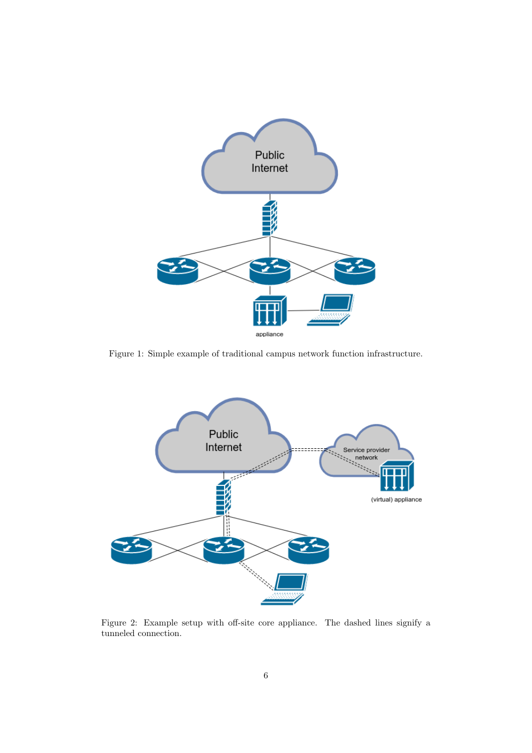Figure 1: Simple example of traditional campus network function infrastructure.

Figure 2: Example setup with off-site core appliance. The dashed lines signify a tunneled connection.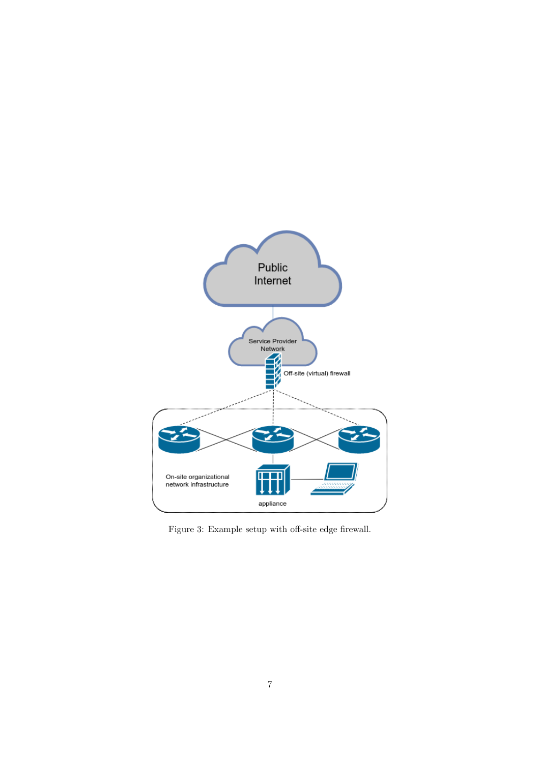Figure 3: Example setup with off-site edge firewall.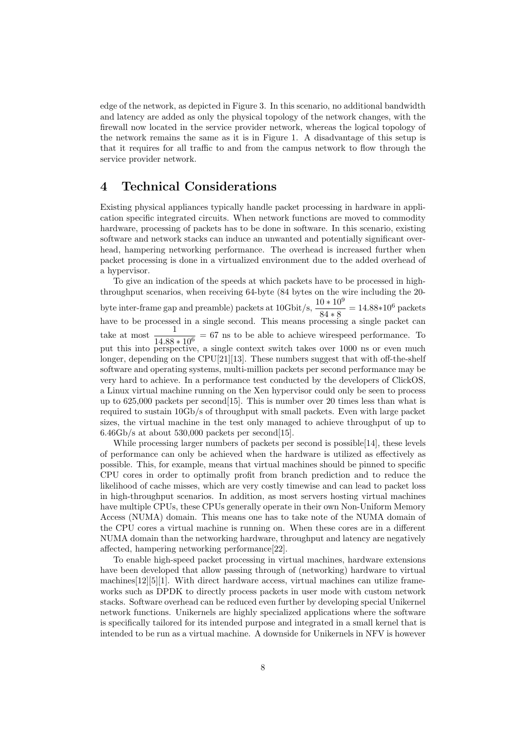edge of the network, as depicted in Figure 3. In this scenario, no additional bandwidth and latency are added as only the physical topology of the network changes, with the firewall now located in the service provider network, whereas the logical topology of the network remains the same as it is in Figure 1. A disadvantage of this setup is that it requires for all traffic to and from the campus network to flow through the service provider network.

## 4 Technical Considerations

Existing physical appliances typically handle packet processing in hardware in application specific integrated circuits. When network functions are moved to commodity hardware, processing of packets has to be done in software. In this scenario, existing software and network stacks can induce an unwanted and potentially significant overhead, hampering networking performance. The overhead is increased further when packet processing is done in a virtualized environment due to the added overhead of a hypervisor.

To give an indication of the speeds at which packets have to be processed in high-throughput scenarios, when receiving 64-byte (84 bytes on the wire including the 20-byte inter-frame gap and preamble) packets at 10Gbit/s, $\frac{10 * 10^9}{84 * 8} = 14.88{*}10^6$ packets have to be processed in a single second. This means processing a single packet can take at most $\frac{1}{14.88 * 10^6} = 67$ ns to be able to achieve wirespeed performance. To put this into perspective, a single context switch takes over 1000 ns or even much longer, depending on the CPU[21][13]. These numbers suggest that with off-the-shelf software and operating systems, multi-million packets per second performance may be very hard to achieve. In a performance test conducted by the developers of ClickOS, a Linux virtual machine running on the Xen hypervisor could only be seen to process up to 625,000 packets per second[15]. This is number over 20 times less than what is required to sustain 10Gb/s of throughput with small packets. Even with large packet sizes, the virtual machine in the test only managed to achieve throughput of up to 6.46Gb/s at about 530,000 packets per second[15].

While processing larger numbers of packets per second is possible[14], these levels of performance can only be achieved when the hardware is utilized as effectively as possible. This, for example, means that virtual machines should be pinned to specific CPU cores in order to optimally profit from branch prediction and to reduce the likelihood of cache misses, which are very costly timewise and can lead to packet loss in high-throughput scenarios. In addition, as most servers hosting virtual machines have multiple CPUs, these CPUs generally operate in their own Non-Uniform Memory Access (NUMA) domain. This means one has to take note of the NUMA domain of the CPU cores a virtual machine is running on. When these cores are in a different NUMA domain than the networking hardware, throughput and latency are negatively affected, hampering networking performance[22].

To enable high-speed packet processing in virtual machines, hardware extensions have been developed that allow passing through of (networking) hardware to virtual machines[12][5][1]. With direct hardware access, virtual machines can utilize frameworks such as DPDK to directly process packets in user mode with custom network stacks. Software overhead can be reduced even further by developing special Unikernel network functions. Unikernels are highly specialized applications where the software is specifically tailored for its intended purpose and integrated in a small kernel that is intended to be run as a virtual machine. A downside for Unikernels in NFV is however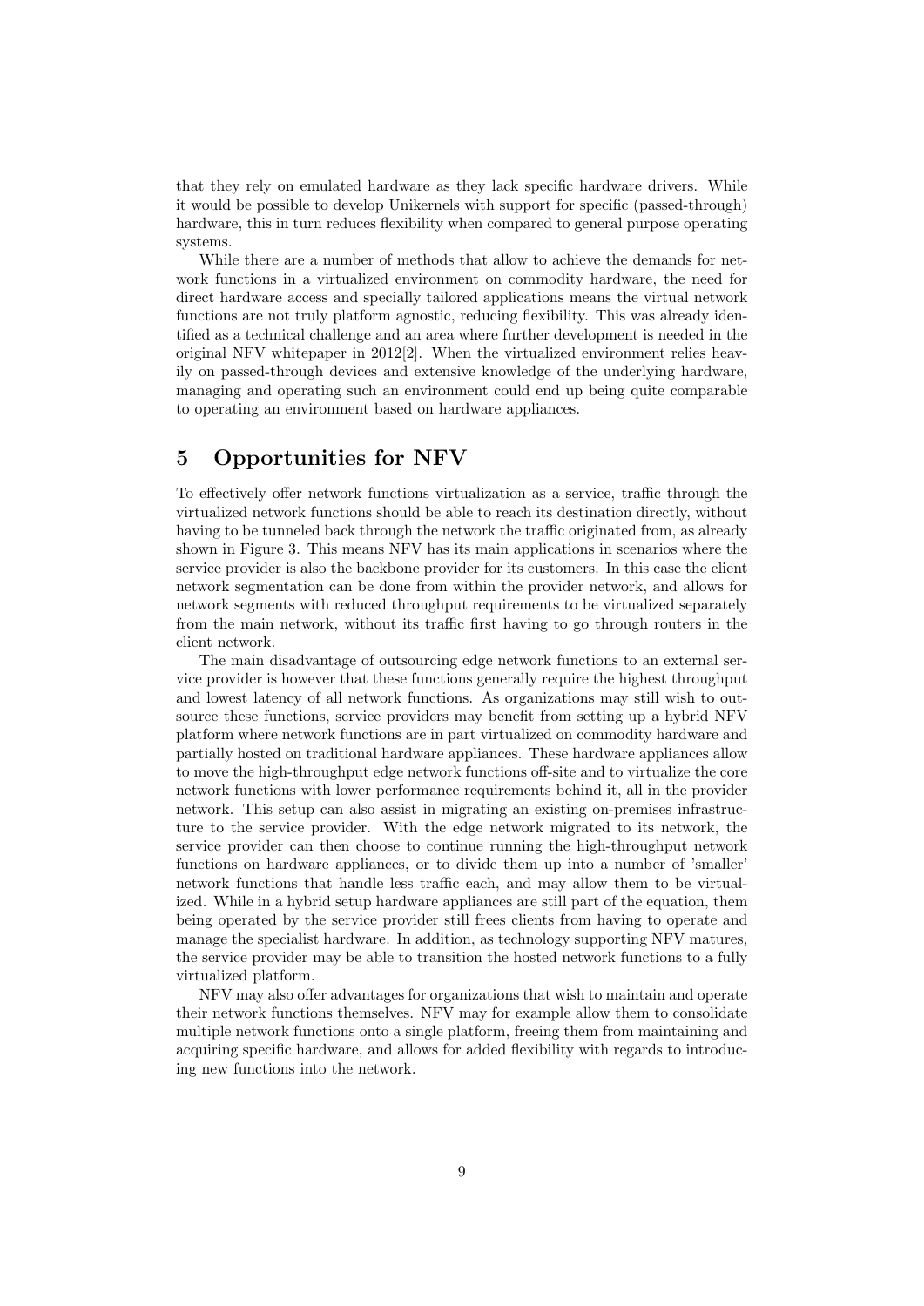that they rely on emulated hardware as they lack specific hardware drivers. While it would be possible to develop Unikernels with support for specific (passed-through) hardware, this in turn reduces flexibility when compared to general purpose operating systems.

While there are a number of methods that allow to achieve the demands for network functions in a virtualized environment on commodity hardware, the need for direct hardware access and specially tailored applications means the virtual network functions are not truly platform agnostic, reducing flexibility. This was already identified as a technical challenge and an area where further development is needed in the original NFV whitepaper in 2012[2]. When the virtualized environment relies heavily on passed-through devices and extensive knowledge of the underlying hardware, managing and operating such an environment could end up being quite comparable to operating an environment based on hardware appliances.

## 5 Opportunities for NFV

To effectively offer network functions virtualization as a service, traffic through the virtualized network functions should be able to reach its destination directly, without having to be tunneled back through the network the traffic originated from, as already shown in Figure 3. This means NFV has its main applications in scenarios where the service provider is also the backbone provider for its customers. In this case the client network segmentation can be done from within the provider network, and allows for network segments with reduced throughput requirements to be virtualized separately from the main network, without its traffic first having to go through routers in the client network.

The main disadvantage of outsourcing edge network functions to an external service provider is however that these functions generally require the highest throughput and lowest latency of all network functions. As organizations may still wish to outsource these functions, service providers may benefit from setting up a hybrid NFV platform where network functions are in part virtualized on commodity hardware and partially hosted on traditional hardware appliances. These hardware appliances allow to move the high-throughput edge network functions off-site and to virtualize the core network functions with lower performance requirements behind it, all in the provider network. This setup can also assist in migrating an existing on-premises infrastructure to the service provider. With the edge network migrated to its network, the service provider can then choose to continue running the high-throughput network functions on hardware appliances, or to divide them up into a number of 'smaller' network functions that handle less traffic each, and may allow them to be virtualized. While in a hybrid setup hardware appliances are still part of the equation, them being operated by the service provider still frees clients from having to operate and manage the specialist hardware. In addition, as technology supporting NFV matures, the service provider may be able to transition the hosted network functions to a fully virtualized platform.

NFV may also offer advantages for organizations that wish to maintain and operate their network functions themselves. NFV may for example allow them to consolidate multiple network functions onto a single platform, freeing them from maintaining and acquiring specific hardware, and allows for added flexibility with regards to introducing new functions into the network.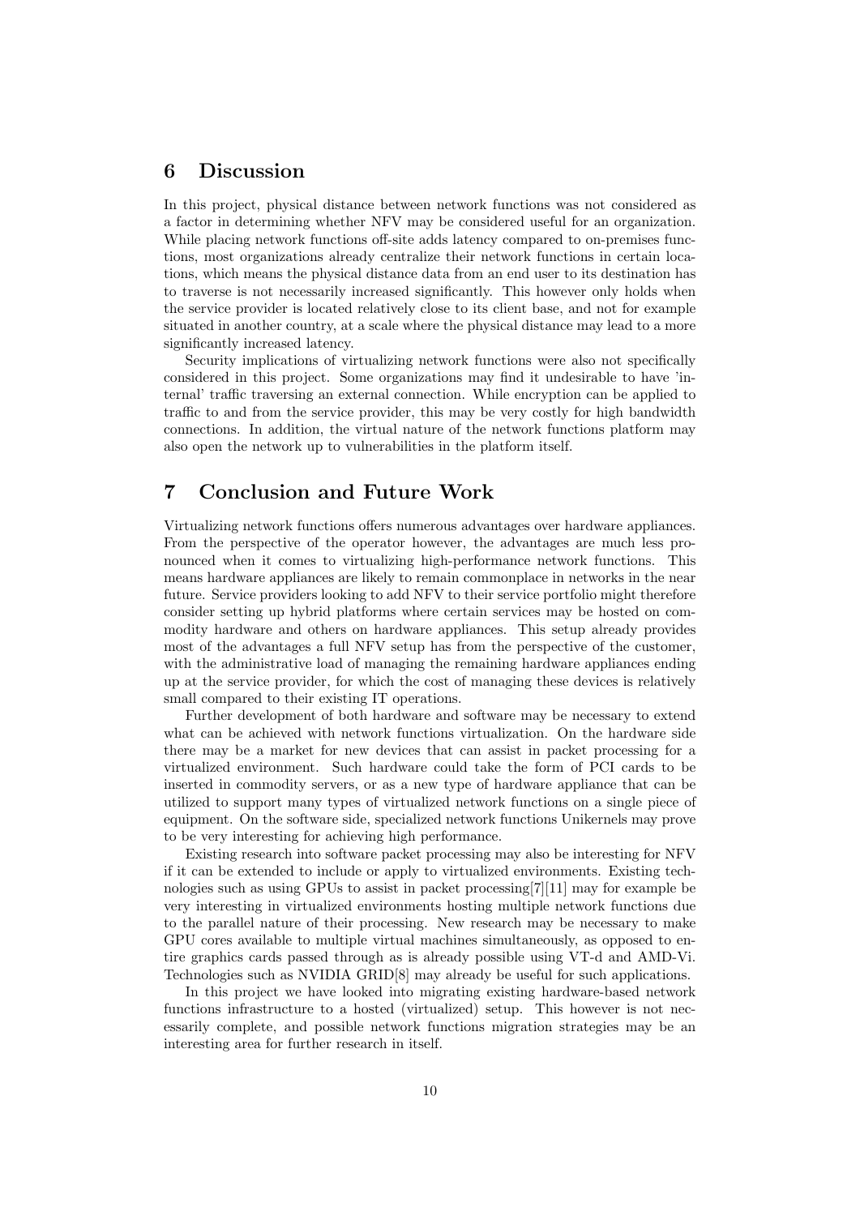## 6 Discussion

In this project, physical distance between network functions was not considered as a factor in determining whether NFV may be considered useful for an organization. While placing network functions off-site adds latency compared to on-premises functions, most organizations already centralize their network functions in certain locations, which means the physical distance data from an end user to its destination has to traverse is not necessarily increased significantly. This however only holds when the service provider is located relatively close to its client base, and not for example situated in another country, at a scale where the physical distance may lead to a more significantly increased latency.

Security implications of virtualizing network functions were also not specifically considered in this project. Some organizations may find it undesirable to have 'internal' traffic traversing an external connection. While encryption can be applied to traffic to and from the service provider, this may be very costly for high bandwidth connections. In addition, the virtual nature of the network functions platform may also open the network up to vulnerabilities in the platform itself.

## 7 Conclusion and Future Work

Virtualizing network functions offers numerous advantages over hardware appliances. From the perspective of the operator however, the advantages are much less pronounced when it comes to virtualizing high-performance network functions. This means hardware appliances are likely to remain commonplace in networks in the near future. Service providers looking to add NFV to their service portfolio might therefore consider setting up hybrid platforms where certain services may be hosted on commodity hardware and others on hardware appliances. This setup already provides most of the advantages a full NFV setup has from the perspective of the customer, with the administrative load of managing the remaining hardware appliances ending up at the service provider, for which the cost of managing these devices is relatively small compared to their existing IT operations.

Further development of both hardware and software may be necessary to extend what can be achieved with network functions virtualization. On the hardware side there may be a market for new devices that can assist in packet processing for a virtualized environment. Such hardware could take the form of PCI cards to be inserted in commodity servers, or as a new type of hardware appliance that can be utilized to support many types of virtualized network functions on a single piece of equipment. On the software side, specialized network functions Unikernels may prove to be very interesting for achieving high performance.

Existing research into software packet processing may also be interesting for NFV if it can be extended to include or apply to virtualized environments. Existing technologies such as using GPUs to assist in packet processing[7][11] may for example be very interesting in virtualized environments hosting multiple network functions due to the parallel nature of their processing. New research may be necessary to make GPU cores available to multiple virtual machines simultaneously, as opposed to entire graphics cards passed through as is already possible using VT-d and AMD-Vi. Technologies such as NVIDIA GRID[8] may already be useful for such applications.

In this project we have looked into migrating existing hardware-based network functions infrastructure to a hosted (virtualized) setup. This however is not necessarily complete, and possible network functions migration strategies may be an interesting area for further research in itself.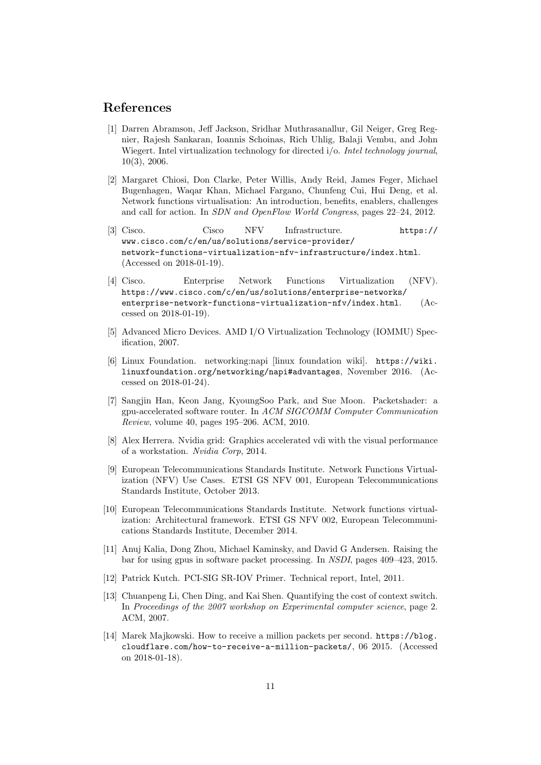# References

[1] Darren Abramson, Jeff Jackson, Sridhar Muthrasanallur, Gil Neiger, Greg Regnier, Rajesh Sankaran, Ioannis Schoinas, Rich Uhlig, Balaji Vembu, and John Wiegert. Intel virtualization technology for directed i/o. *Intel technology journal*, 10(3), 2006.

[2] Margaret Chiosi, Don Clarke, Peter Willis, Andy Reid, James Feger, Michael Bugenhagen, Waqar Khan, Michael Fargano, Chunfeng Cui, Hui Deng, et al. Network functions virtualisation: An introduction, benefits, enablers, challenges and call for action. In *SDN and OpenFlow World Congress*, pages 22–24, 2012.

[3] Cisco. Cisco NFV Infrastructure. `https://www.cisco.com/c/en/us/solutions/service-provider/network-functions-virtualization-nfv-infrastructure/index.html`. (Accessed on 2018-01-19).

[4] Cisco. Enterprise Network Functions Virtualization (NFV). `https://www.cisco.com/c/en/us/solutions/enterprise-networks/enterprise-network-functions-virtualization-nfv/index.html`. (Accessed on 2018-01-19).

[5] Advanced Micro Devices. AMD I/O Virtualization Technology (IOMMU) Specification, 2007.

[6] Linux Foundation. networking:napi [linux foundation wiki]. `https://wiki.linuxfoundation.org/networking/napi#advantages`, November 2016. (Accessed on 2018-01-24).

[7] Sangjin Han, Keon Jang, KyoungSoo Park, and Sue Moon. Packetshader: a gpu-accelerated software router. In *ACM SIGCOMM Computer Communication Review*, volume 40, pages 195–206. ACM, 2010.

[8] Alex Herrera. Nvidia grid: Graphics accelerated vdi with the visual performance of a workstation. *Nvidia Corp*, 2014.

[9] European Telecommunications Standards Institute. Network Functions Virtualization (NFV) Use Cases. ETSI GS NFV 001, European Telecommunications Standards Institute, October 2013.

[10] European Telecommunications Standards Institute. Network functions virtualization: Architectural framework. ETSI GS NFV 002, European Telecommunications Standards Institute, December 2014.

[11] Anuj Kalia, Dong Zhou, Michael Kaminsky, and David G Andersen. Raising the bar for using gpus in software packet processing. In *NSDI*, pages 409–423, 2015.

[12] Patrick Kutch. PCI-SIG SR-IOV Primer. Technical report, Intel, 2011.

[13] Chuanpeng Li, Chen Ding, and Kai Shen. Quantifying the cost of context switch. In *Proceedings of the 2007 workshop on Experimental computer science*, page 2. ACM, 2007.

[14] Marek Majkowski. How to receive a million packets per second. `https://blog.cloudflare.com/how-to-receive-a-million-packets/`, 06 2015. (Accessed on 2018-01-18).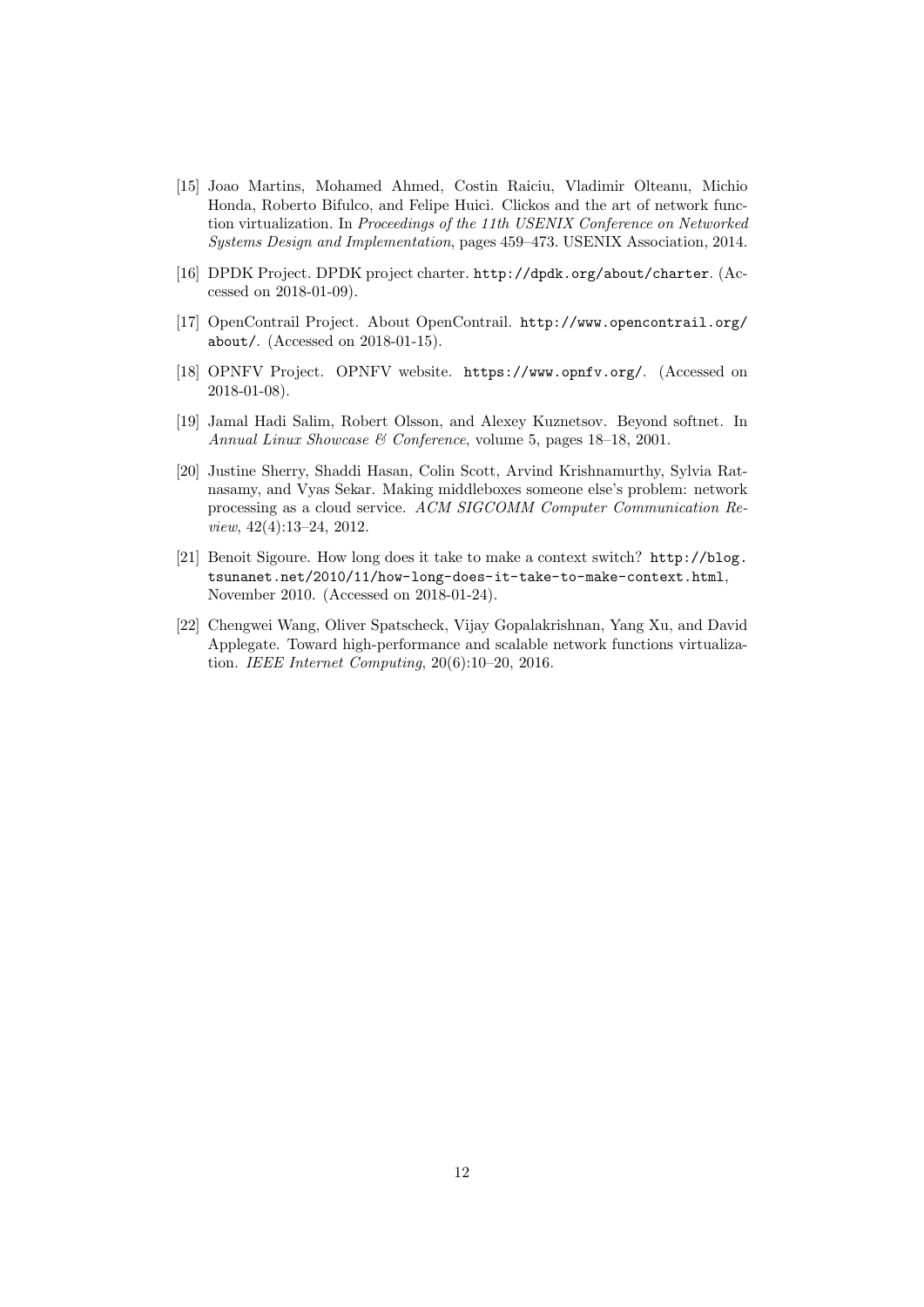[15] Joao Martins, Mohamed Ahmed, Costin Raiciu, Vladimir Olteanu, Michio Honda, Roberto Bifulco, and Felipe Huici. Clickos and the art of network function virtualization. In *Proceedings of the 11th USENIX Conference on Networked Systems Design and Implementation*, pages 459–473. USENIX Association, 2014.

[16] DPDK Project. DPDK project charter. `http://dpdk.org/about/charter`. (Accessed on 2018-01-09).

[17] OpenContrail Project. About OpenContrail. `http://www.opencontrail.org/about/`. (Accessed on 2018-01-15).

[18] OPNFV Project. OPNFV website. `https://www.opnfv.org/`. (Accessed on 2018-01-08).

[19] Jamal Hadi Salim, Robert Olsson, and Alexey Kuznetsov. Beyond softnet. In *Annual Linux Showcase & Conference*, volume 5, pages 18–18, 2001.

[20] Justine Sherry, Shaddi Hasan, Colin Scott, Arvind Krishnamurthy, Sylvia Ratnasamy, and Vyas Sekar. Making middleboxes someone else's problem: network processing as a cloud service. *ACM SIGCOMM Computer Communication Review*, 42(4):13–24, 2012.

[21] Benoit Sigoure. How long does it take to make a context switch? `http://blog.tsunanet.net/2010/11/how-long-does-it-take-to-make-context.html`, November 2010. (Accessed on 2018-01-24).

[22] Chengwei Wang, Oliver Spatscheck, Vijay Gopalakrishnan, Yang Xu, and David Applegate. Toward high-performance and scalable network functions virtualization. *IEEE Internet Computing*, 20(6):10–20, 2016.